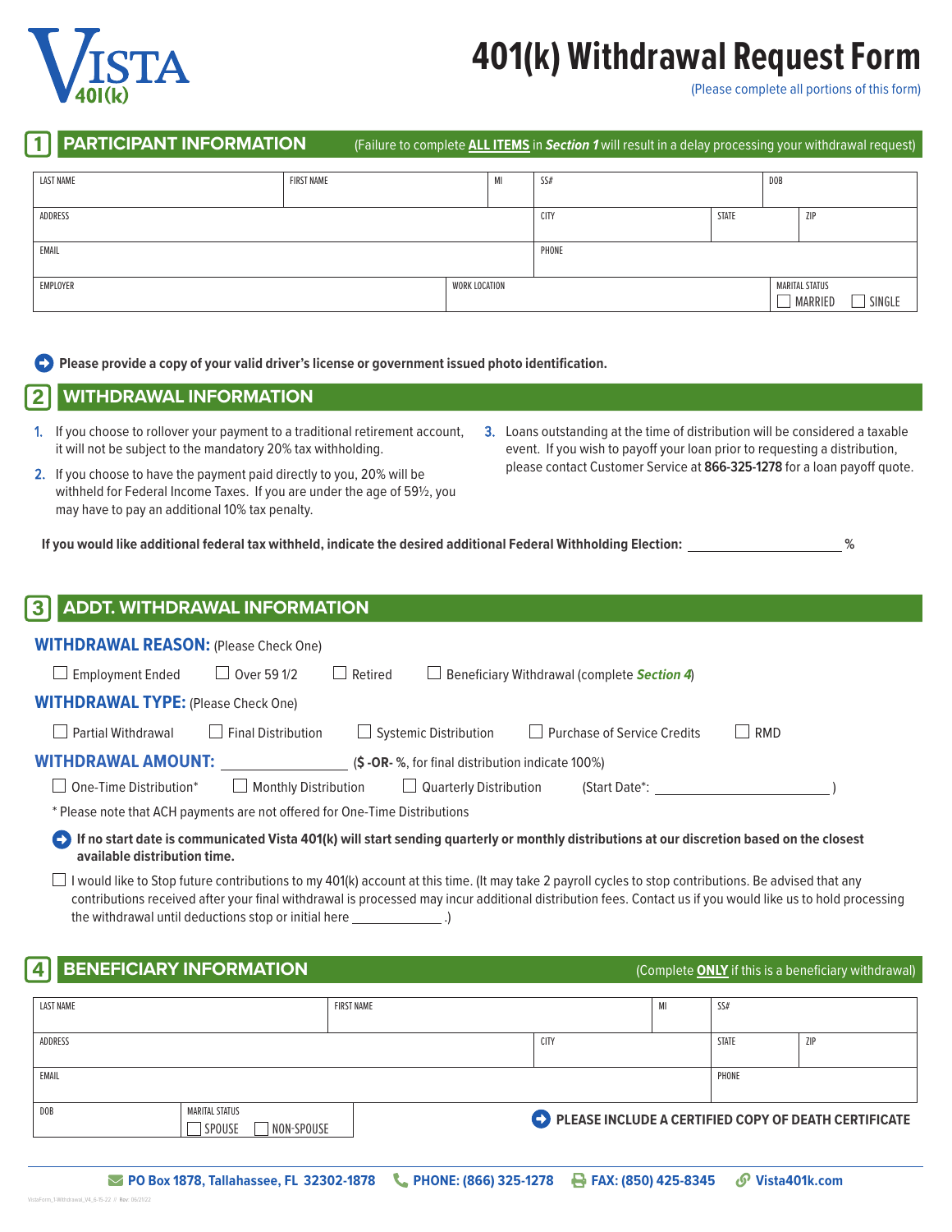VISTA 401(k)

# 401(k) Withdrawal Request Form

(Please complete all portions of this form)

## 1 PARTICIPANT INFORMATION

(Failure to complete **ALL ITEMS** in ***Section 1*** will result in a delay processing your withdrawal request)

| LAST NAME | FIRST NAME | MI | SS# | DOB |
|---|---|---|---|---|
| | | | | |

| ADDRESS | CITY | STATE | ZIP |
|---|---|---|---|
| | | | |

| EMAIL | PHONE |
|---|---|
| | |

| EMPLOYER | WORK LOCATION | MARITAL STATUS |
|---|---|---|
| | | ☐ MARRIED ☐ SINGLE |

**Please provide a copy of your valid driver's license or government issued photo identification.**

## 2 WITHDRAWAL INFORMATION

1. If you choose to rollover your payment to a traditional retirement account, it will not be subject to the mandatory 20% tax withholding.
2. If you choose to have the payment paid directly to you, 20% will be withheld for Federal Income Taxes. If you are under the age of 59½, you may have to pay an additional 10% tax penalty.
3. Loans outstanding at the time of distribution will be considered a taxable event. If you wish to payoff your loan prior to requesting a distribution, please contact Customer Service at **866-325-1278** for a loan payoff quote.

**If you would like additional federal tax withheld, indicate the desired additional Federal Withholding Election:** ____________ %

## 3 ADDT. WITHDRAWAL INFORMATION

**WITHDRAWAL REASON:** (Please Check One)

☐ Employment Ended ☐ Over 59 1/2 ☐ Retired ☐ Beneficiary Withdrawal (complete ***Section 4***)

**WITHDRAWAL TYPE:** (Please Check One)

☐ Partial Withdrawal ☐ Final Distribution ☐ Systemic Distribution ☐ Purchase of Service Credits ☐ RMD

**WITHDRAWAL AMOUNT:** ____________ (**$ -OR-** %, for final distribution indicate 100%)

☐ One-Time Distribution* ☐ Monthly Distribution ☐ Quarterly Distribution (Start Date*: ____________ )

\* Please note that ACH payments are not offered for One-Time Distributions

**If no start date is communicated Vista 401(k) will start sending quarterly or monthly distributions at our discretion based on the closest available distribution time.**

☐ I would like to Stop future contributions to my 401(k) account at this time. (It may take 2 payroll cycles to stop contributions. Be advised that any contributions received after your final withdrawal is processed may incur additional distribution fees. Contact us if you would like us to hold processing the withdrawal until deductions stop or initial here ____________ .)

## 4 BENEFICIARY INFORMATION

(Complete **ONLY** if this is a beneficiary withdrawal)

| LAST NAME | FIRST NAME | MI | SS# |
|---|---|---|---|
| | | | |

| ADDRESS | CITY | STATE | ZIP |
|---|---|---|---|
| | | | |

| EMAIL | PHONE |
|---|---|
| | |

| DOB | MARITAL STATUS |
|---|---|
| | ☐ SPOUSE ☐ NON-SPOUSE |

**PLEASE INCLUDE A CERTIFIED COPY OF DEATH CERTIFICATE**

**PO Box 1878, Tallahassee, FL 32302-1878** **PHONE: (866) 325-1278** **FAX: (850) 425-8345** **Vista401k.com**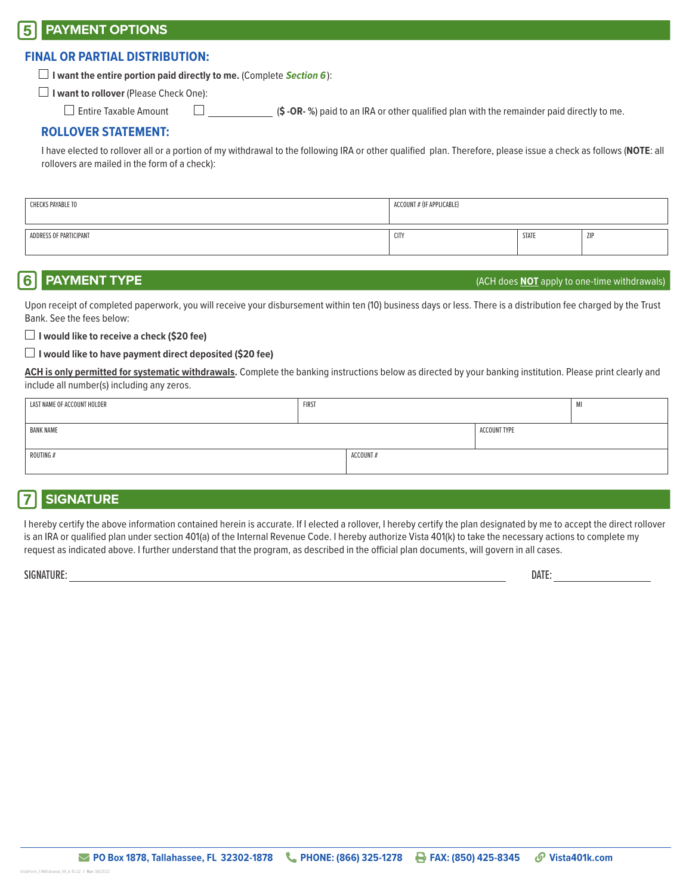## 5 PAYMENT OPTIONS

### FINAL OR PARTIAL DISTRIBUTION:

☐ **I want the entire portion paid directly to me.** (Complete ***Section 6***):

☐ **I want to rollover** (Please Check One):

☐ Entire Taxable Amount ☐ ____________ (**$ -OR- %**) paid to an IRA or other qualified plan with the remainder paid directly to me.

### ROLLOVER STATEMENT:

I have elected to rollover all or a portion of my withdrawal to the following IRA or other qualified plan. Therefore, please issue a check as follows (**NOTE**: all rollovers are mailed in the form of a check):

| | | | |
|---|---|---|---|
| CHECKS PAYABLE TO | ACCOUNT # (IF APPLICABLE) | | |
| ADDRESS OF PARTICIPANT | CITY | STATE | ZIP |

## 6 PAYMENT TYPE

(ACH does **NOT** apply to one-time withdrawals)

Upon receipt of completed paperwork, you will receive your disbursement within ten (10) business days or less. There is a distribution fee charged by the Trust Bank. See the fees below:

☐ **I would like to receive a check ($20 fee)**

☐ **I would like to have payment direct deposited ($20 fee)**

**ACH is only permitted for systematic withdrawals.** Complete the banking instructions below as directed by your banking institution. Please print clearly and include all number(s) including any zeros.

| | | |
|---|---|---|
| LAST NAME OF ACCOUNT HOLDER | FIRST | MI |
| BANK NAME | ACCOUNT TYPE | |
| ROUTING # | ACCOUNT # | |

## 7 SIGNATURE

I hereby certify the above information contained herein is accurate. If I elected a rollover, I hereby certify the plan designated by me to accept the direct rollover is an IRA or qualified plan under section 401(a) of the Internal Revenue Code. I hereby authorize Vista 401(k) to take the necessary actions to complete my request as indicated above. I further understand that the program, as described in the official plan documents, will govern in all cases.

SIGNATURE: ______________________________ DATE: ______________

**PO Box 1878, Tallahassee, FL 32302-1878** **PHONE: (866) 325-1278** **FAX: (850) 425-8345** **Vista401k.com**